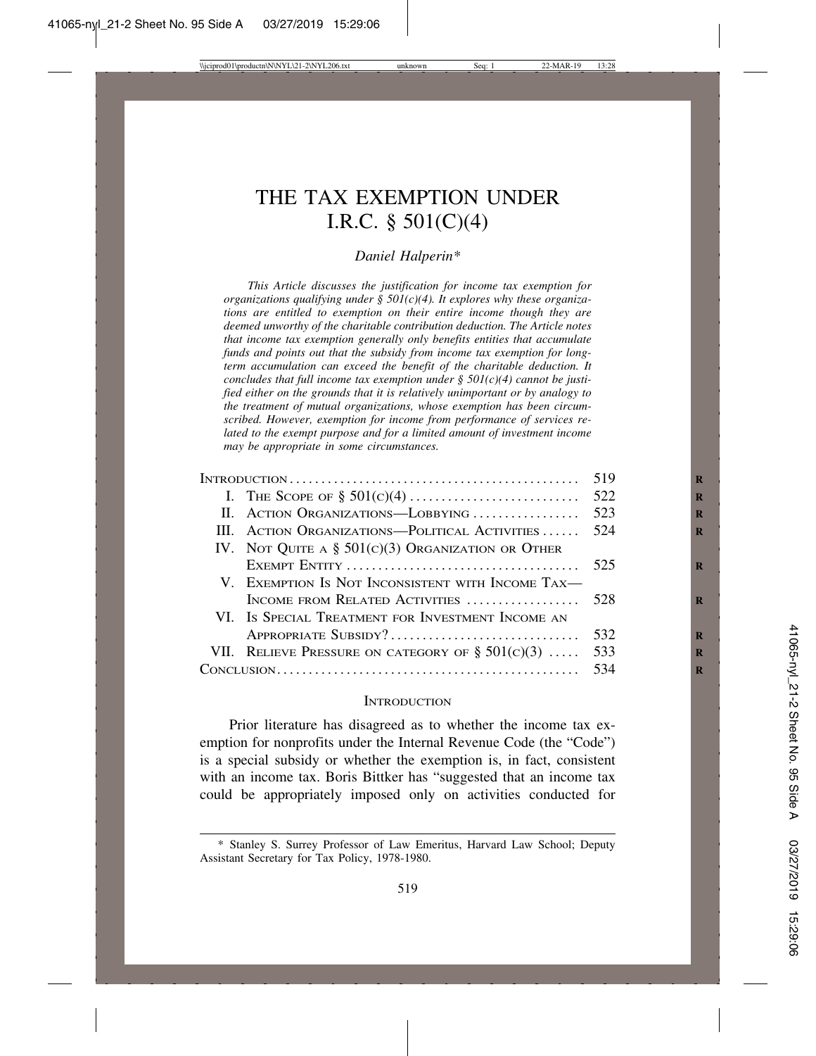// Page 1 (page header/footer metadata omitted)

# THE TAX EXEMPTION UNDER I.R.C. § 501(C)(4)

*Daniel Halperin\**

*This Article discusses the justification for income tax exemption for organizations qualifying under § 501(c)(4). It explores why these organizations are entitled to exemption on their entire income though they are deemed unworthy of the charitable contribution deduction. The Article notes that income tax exemption generally only benefits entities that accumulate funds and points out that the subsidy from income tax exemption for long-term accumulation can exceed the benefit of the charitable deduction. It concludes that full income tax exemption under § 501(c)(4) cannot be justified either on the grounds that it is relatively unimportant or by analogy to the treatment of mutual organizations, whose exemption has been circumscribed. However, exemption for income from performance of services related to the exempt purpose and for a limited amount of investment income may be appropriate in some circumstances.*

| | |
|---|---|
| Introduction | 519 |
| I. The Scope of § 501(c)(4) | 522 |
| II. Action Organizations—Lobbying | 523 |
| III. Action Organizations—Political Activities | 524 |
| IV. Not Quite a § 501(c)(3) Organization or Other Exempt Entity | 525 |
| V. Exemption Is Not Inconsistent with Income Tax—Income from Related Activities | 528 |
| VI. Is Special Treatment for Investment Income an Appropriate Subsidy? | 532 |
| VII. Relieve Pressure on category of § 501(c)(3) | 533 |
| Conclusion | 534 |

## Introduction

Prior literature has disagreed as to whether the income tax exemption for nonprofits under the Internal Revenue Code (the "Code") is a special subsidy or whether the exemption is, in fact, consistent with an income tax. Boris Bittker has "suggested that an income tax could be appropriately imposed only on activities conducted for

---

\* Stanley S. Surrey Professor of Law Emeritus, Harvard Law School; Deputy Assistant Secretary for Tax Policy, 1978-1980.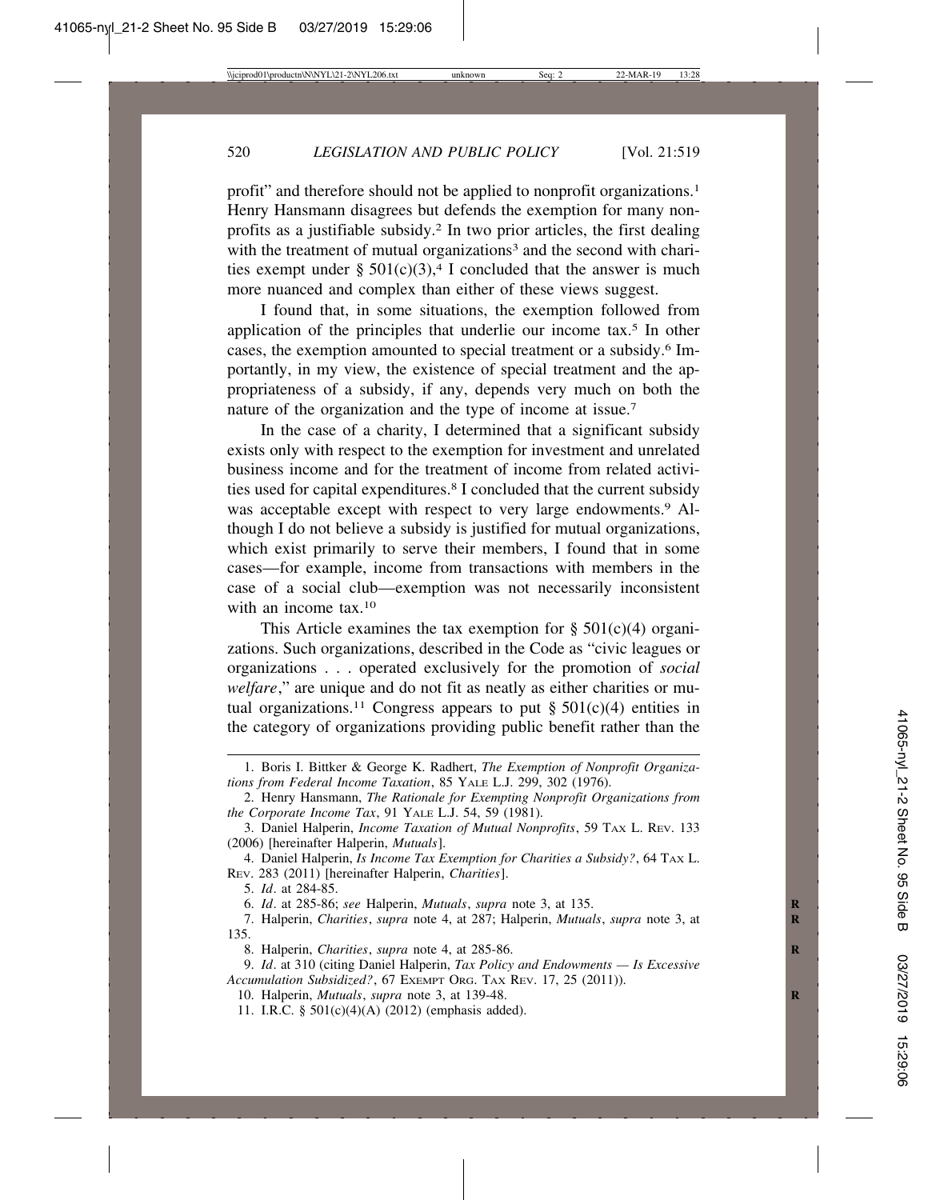profit" and therefore should not be applied to nonprofit organizations.[1] Henry Hansmann disagrees but defends the exemption for many nonprofits as a justifiable subsidy.[2] In two prior articles, the first dealing with the treatment of mutual organizations[3] and the second with charities exempt under § 501(c)(3),[4] I concluded that the answer is much more nuanced and complex than either of these views suggest.

I found that, in some situations, the exemption followed from application of the principles that underlie our income tax.[5] In other cases, the exemption amounted to special treatment or a subsidy.[6] Importantly, in my view, the existence of special treatment and the appropriateness of a subsidy, if any, depends very much on both the nature of the organization and the type of income at issue.[7]

In the case of a charity, I determined that a significant subsidy exists only with respect to the exemption for investment and unrelated business income and for the treatment of income from related activities used for capital expenditures.[8] I concluded that the current subsidy was acceptable except with respect to very large endowments.[9] Although I do not believe a subsidy is justified for mutual organizations, which exist primarily to serve their members, I found that in some cases—for example, income from transactions with members in the case of a social club—exemption was not necessarily inconsistent with an income tax.[10]

This Article examines the tax exemption for § 501(c)(4) organizations. Such organizations, described in the Code as "civic leagues or organizations . . . operated exclusively for the promotion of *social welfare*," are unique and do not fit as neatly as either charities or mutual organizations.[11] Congress appears to put § 501(c)(4) entities in the category of organizations providing public benefit rather than the

---

1. Boris I. Bittker & George K. Radhert, *The Exemption of Nonprofit Organizations from Federal Income Taxation*, 85 YALE L.J. 299, 302 (1976).

2. Henry Hansmann, *The Rationale for Exempting Nonprofit Organizations from the Corporate Income Tax*, 91 YALE L.J. 54, 59 (1981).

3. Daniel Halperin, *Income Taxation of Mutual Nonprofits*, 59 TAX L. REV. 133 (2006) [hereinafter Halperin, *Mutuals*].

4. Daniel Halperin, *Is Income Tax Exemption for Charities a Subsidy?*, 64 TAX L. REV. 283 (2011) [hereinafter Halperin, *Charities*].

5. *Id*. at 284-85.

6. *Id*. at 285-86; *see* Halperin, *Mutuals*, *supra* note 3, at 135.

7. Halperin, *Charities*, *supra* note 4, at 287; Halperin, *Mutuals*, *supra* note 3, at 135.

8. Halperin, *Charities*, *supra* note 4, at 285-86.

9. *Id*. at 310 (citing Daniel Halperin, *Tax Policy and Endowments — Is Excessive Accumulation Subsidized?*, 67 EXEMPT ORG. TAX REV. 17, 25 (2011)).

10. Halperin, *Mutuals*, *supra* note 3, at 139-48.

11. I.R.C. § 501(c)(4)(A) (2012) (emphasis added).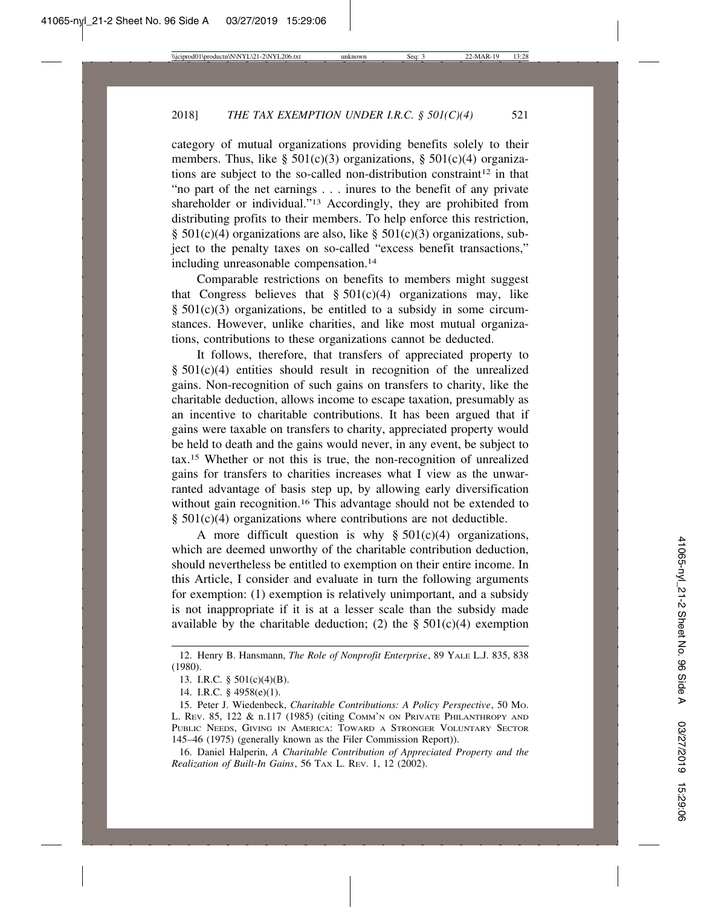category of mutual organizations providing benefits solely to their members. Thus, like § 501(c)(3) organizations, § 501(c)(4) organizations are subject to the so-called non-distribution constraint[12] in that "no part of the net earnings . . . inures to the benefit of any private shareholder or individual."[13] Accordingly, they are prohibited from distributing profits to their members. To help enforce this restriction, § 501(c)(4) organizations are also, like § 501(c)(3) organizations, subject to the penalty taxes on so-called "excess benefit transactions," including unreasonable compensation.[14]

Comparable restrictions on benefits to members might suggest that Congress believes that § 501(c)(4) organizations may, like § 501(c)(3) organizations, be entitled to a subsidy in some circumstances. However, unlike charities, and like most mutual organizations, contributions to these organizations cannot be deducted.

It follows, therefore, that transfers of appreciated property to § 501(c)(4) entities should result in recognition of the unrealized gains. Non-recognition of such gains on transfers to charity, like the charitable deduction, allows income to escape taxation, presumably as an incentive to charitable contributions. It has been argued that if gains were taxable on transfers to charity, appreciated property would be held to death and the gains would never, in any event, be subject to tax.[15] Whether or not this is true, the non-recognition of unrealized gains for transfers to charities increases what I view as the unwarranted advantage of basis step up, by allowing early diversification without gain recognition.[16] This advantage should not be extended to § 501(c)(4) organizations where contributions are not deductible.

A more difficult question is why § 501(c)(4) organizations, which are deemed unworthy of the charitable contribution deduction, should nevertheless be entitled to exemption on their entire income. In this Article, I consider and evaluate in turn the following arguments for exemption: (1) exemption is relatively unimportant, and a subsidy is not inappropriate if it is at a lesser scale than the subsidy made available by the charitable deduction; (2) the § 501(c)(4) exemption

---

12. Henry B. Hansmann, *The Role of Nonprofit Enterprise*, 89 YALE L.J. 835, 838 (1980).

13. I.R.C. § 501(c)(4)(B).

14. I.R.C. § 4958(e)(1).

15. Peter J. Wiedenbeck, *Charitable Contributions: A Policy Perspective*, 50 MO. L. REV. 85, 122 & n.117 (1985) (citing COMM'N ON PRIVATE PHILANTHROPY AND PUBLIC NEEDS, GIVING IN AMERICA: TOWARD A STRONGER VOLUNTARY SECTOR 145–46 (1975) (generally known as the Filer Commission Report)).

16. Daniel Halperin, *A Charitable Contribution of Appreciated Property and the Realization of Built-In Gains*, 56 TAX L. REV. 1, 12 (2002).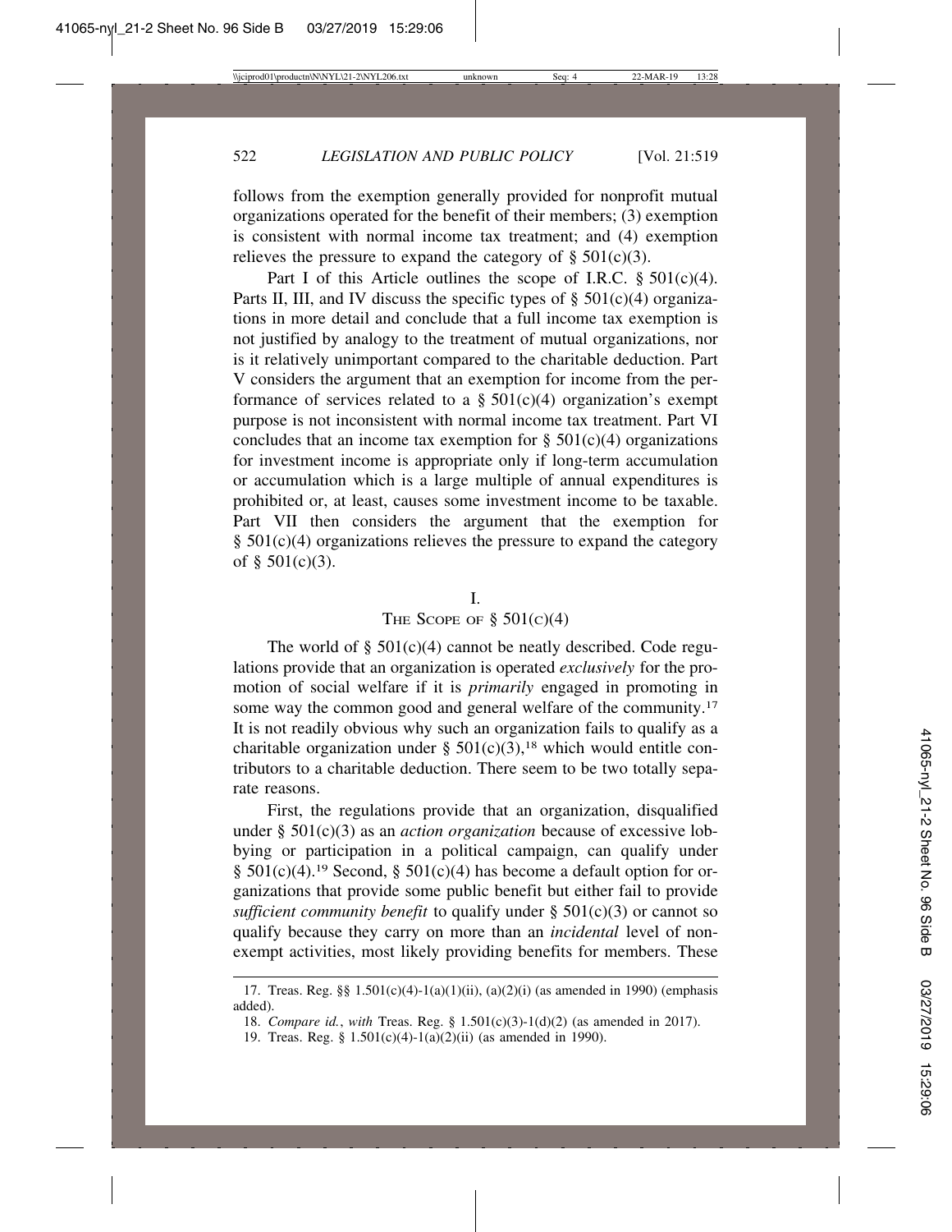follows from the exemption generally provided for nonprofit mutual organizations operated for the benefit of their members; (3) exemption is consistent with normal income tax treatment; and (4) exemption relieves the pressure to expand the category of § 501(c)(3).

Part I of this Article outlines the scope of I.R.C. § 501(c)(4). Parts II, III, and IV discuss the specific types of § 501(c)(4) organizations in more detail and conclude that a full income tax exemption is not justified by analogy to the treatment of mutual organizations, nor is it relatively unimportant compared to the charitable deduction. Part V considers the argument that an exemption for income from the performance of services related to a § 501(c)(4) organization's exempt purpose is not inconsistent with normal income tax treatment. Part VI concludes that an income tax exemption for § 501(c)(4) organizations for investment income is appropriate only if long-term accumulation or accumulation which is a large multiple of annual expenditures is prohibited or, at least, causes some investment income to be taxable. Part VII then considers the argument that the exemption for § 501(c)(4) organizations relieves the pressure to expand the category of § 501(c)(3).

## I.
## THE SCOPE OF § 501(C)(4)

The world of § 501(c)(4) cannot be neatly described. Code regulations provide that an organization is operated *exclusively* for the promotion of social welfare if it is *primarily* engaged in promoting in some way the common good and general welfare of the community.[17] It is not readily obvious why such an organization fails to qualify as a charitable organization under § 501(c)(3),[18] which would entitle contributors to a charitable deduction. There seem to be two totally separate reasons.

First, the regulations provide that an organization, disqualified under § 501(c)(3) as an *action organization* because of excessive lobbying or participation in a political campaign, can qualify under § 501(c)(4).[19] Second, § 501(c)(4) has become a default option for organizations that provide some public benefit but either fail to provide *sufficient community benefit* to qualify under § 501(c)(3) or cannot so qualify because they carry on more than an *incidental* level of nonexempt activities, most likely providing benefits for members. These

---

17. Treas. Reg. §§ 1.501(c)(4)-1(a)(1)(ii), (a)(2)(i) (as amended in 1990) (emphasis added).

18. *Compare id.*, *with* Treas. Reg. § 1.501(c)(3)-1(d)(2) (as amended in 2017).

19. Treas. Reg. § 1.501(c)(4)-1(a)(2)(ii) (as amended in 1990).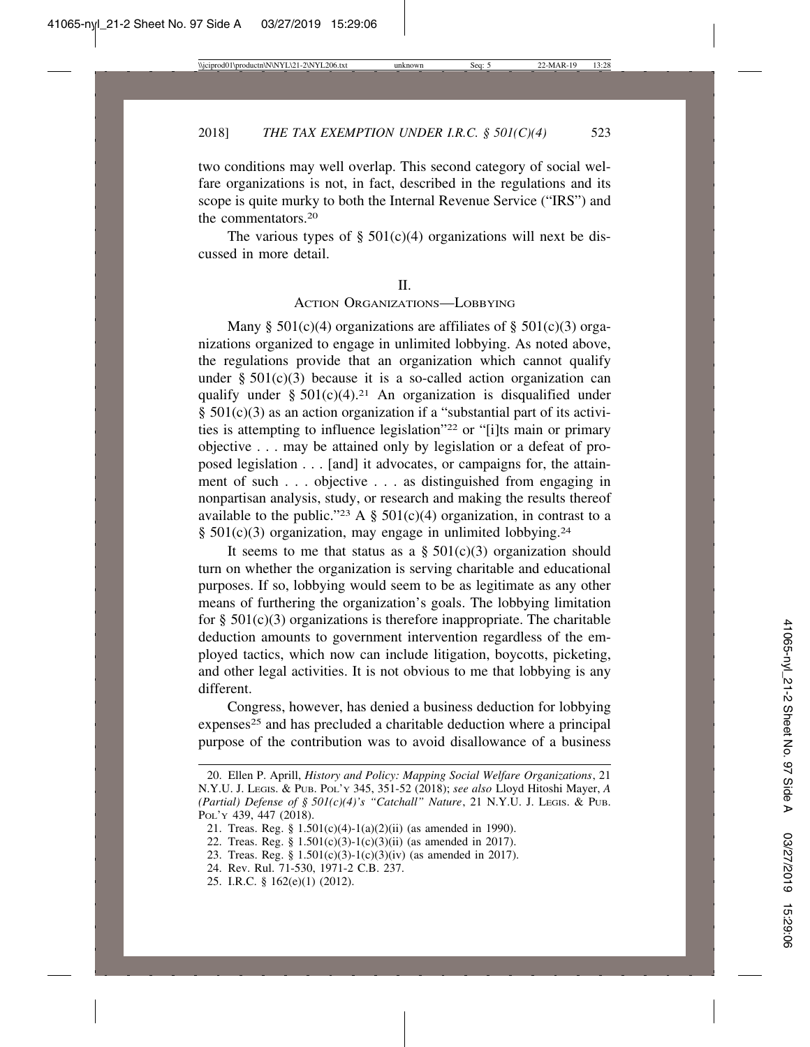two conditions may well overlap. This second category of social welfare organizations is not, in fact, described in the regulations and its scope is quite murky to both the Internal Revenue Service ("IRS") and the commentators.[20]

The various types of § 501(c)(4) organizations will next be discussed in more detail.

## II.
## ACTION ORGANIZATIONS—LOBBYING

Many § 501(c)(4) organizations are affiliates of § 501(c)(3) organizations organized to engage in unlimited lobbying. As noted above, the regulations provide that an organization which cannot qualify under § 501(c)(3) because it is a so-called action organization can qualify under § 501(c)(4).[21] An organization is disqualified under § 501(c)(3) as an action organization if a "substantial part of its activities is attempting to influence legislation"[22] or "[i]ts main or primary objective . . . may be attained only by legislation or a defeat of proposed legislation . . . [and] it advocates, or campaigns for, the attainment of such . . . objective . . . as distinguished from engaging in nonpartisan analysis, study, or research and making the results thereof available to the public."[23] A § 501(c)(4) organization, in contrast to a § 501(c)(3) organization, may engage in unlimited lobbying.[24]

It seems to me that status as a § 501(c)(3) organization should turn on whether the organization is serving charitable and educational purposes. If so, lobbying would seem to be as legitimate as any other means of furthering the organization's goals. The lobbying limitation for § 501(c)(3) organizations is therefore inappropriate. The charitable deduction amounts to government intervention regardless of the employed tactics, which now can include litigation, boycotts, picketing, and other legal activities. It is not obvious to me that lobbying is any different.

Congress, however, has denied a business deduction for lobbying expenses[25] and has precluded a charitable deduction where a principal purpose of the contribution was to avoid disallowance of a business

---

20. Ellen P. Aprill, *History and Policy: Mapping Social Welfare Organizations*, 21 N.Y.U. J. LEGIS. & PUB. POL'Y 345, 351-52 (2018); *see also* Lloyd Hitoshi Mayer, *A (Partial) Defense of § 501(c)(4)'s "Catchall" Nature*, 21 N.Y.U. J. LEGIS. & PUB. POL'Y 439, 447 (2018).

21. Treas. Reg. § 1.501(c)(4)-1(a)(2)(ii) (as amended in 1990).

22. Treas. Reg. § 1.501(c)(3)-1(c)(3)(ii) (as amended in 2017).

23. Treas. Reg. § 1.501(c)(3)-1(c)(3)(iv) (as amended in 2017).

24. Rev. Rul. 71-530, 1971-2 C.B. 237.

25. I.R.C. § 162(e)(1) (2012).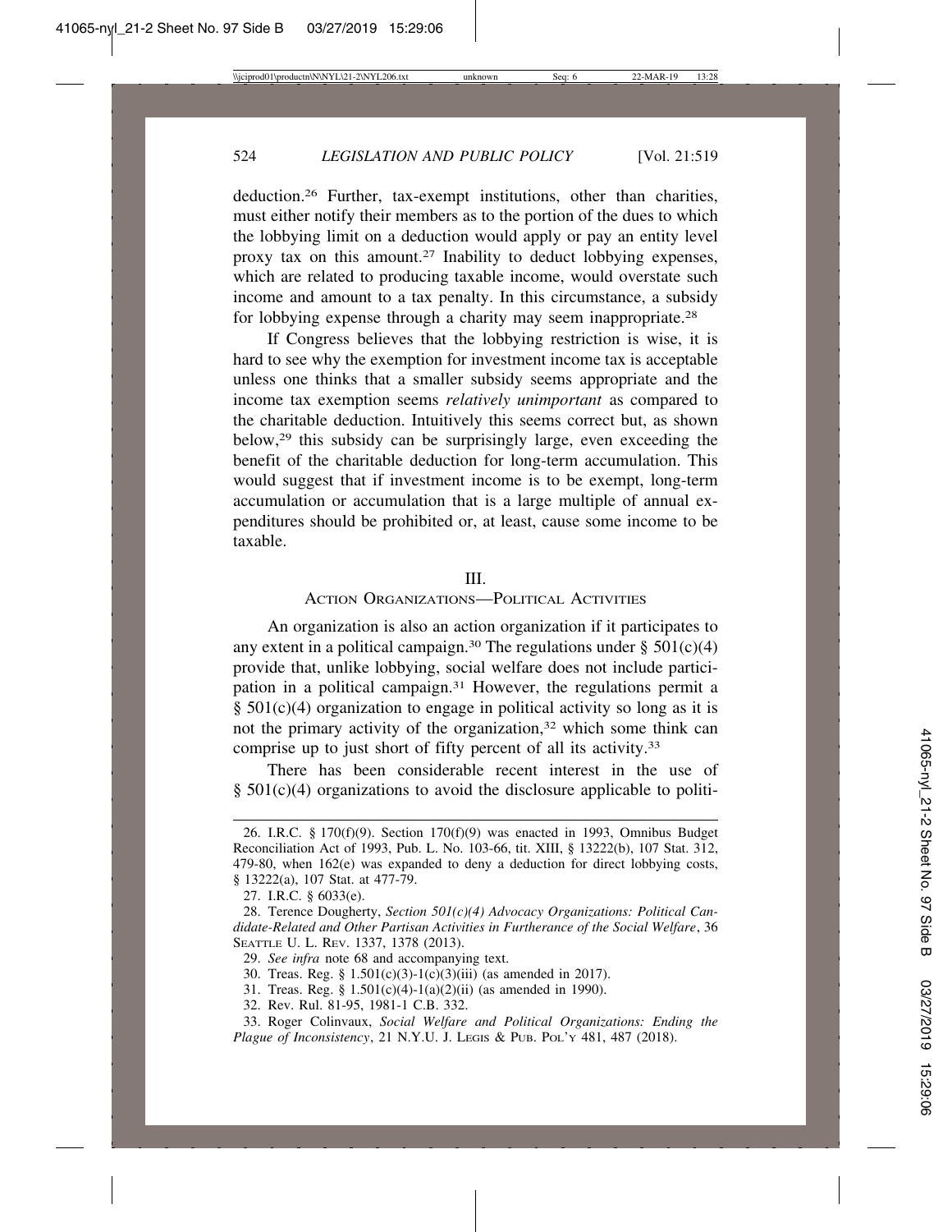deduction.[26] Further, tax-exempt institutions, other than charities, must either notify their members as to the portion of the dues to which the lobbying limit on a deduction would apply or pay an entity level proxy tax on this amount.[27] Inability to deduct lobbying expenses, which are related to producing taxable income, would overstate such income and amount to a tax penalty. In this circumstance, a subsidy for lobbying expense through a charity may seem inappropriate.[28]

If Congress believes that the lobbying restriction is wise, it is hard to see why the exemption for investment income tax is acceptable unless one thinks that a smaller subsidy seems appropriate and the income tax exemption seems *relatively unimportant* as compared to the charitable deduction. Intuitively this seems correct but, as shown below,[29] this subsidy can be surprisingly large, even exceeding the benefit of the charitable deduction for long-term accumulation. This would suggest that if investment income is to be exempt, long-term accumulation or accumulation that is a large multiple of annual expenditures should be prohibited or, at least, cause some income to be taxable.

## III.
## ACTION ORGANIZATIONS—POLITICAL ACTIVITIES

An organization is also an action organization if it participates to any extent in a political campaign.[30] The regulations under § 501(c)(4) provide that, unlike lobbying, social welfare does not include participation in a political campaign.[31] However, the regulations permit a § 501(c)(4) organization to engage in political activity so long as it is not the primary activity of the organization,[32] which some think can comprise up to just short of fifty percent of all its activity.[33]

There has been considerable recent interest in the use of § 501(c)(4) organizations to avoid the disclosure applicable to politi-

---

26. I.R.C. § 170(f)(9). Section 170(f)(9) was enacted in 1993, Omnibus Budget Reconciliation Act of 1993, Pub. L. No. 103-66, tit. XIII, § 13222(b), 107 Stat. 312, 479-80, when 162(e) was expanded to deny a deduction for direct lobbying costs, § 13222(a), 107 Stat. at 477-79.

27. I.R.C. § 6033(e).

28. Terence Dougherty, *Section 501(c)(4) Advocacy Organizations: Political Candidate-Related and Other Partisan Activities in Furtherance of the Social Welfare*, 36 SEATTLE U. L. REV. 1337, 1378 (2013).

29. *See infra* note 68 and accompanying text.

30. Treas. Reg. § 1.501(c)(3)-1(c)(3)(iii) (as amended in 2017).

31. Treas. Reg. § 1.501(c)(4)-1(a)(2)(ii) (as amended in 1990).

32. Rev. Rul. 81-95, 1981-1 C.B. 332.

33. Roger Colinvaux, *Social Welfare and Political Organizations: Ending the Plague of Inconsistency*, 21 N.Y.U. J. LEGIS & PUB. POL'Y 481, 487 (2018).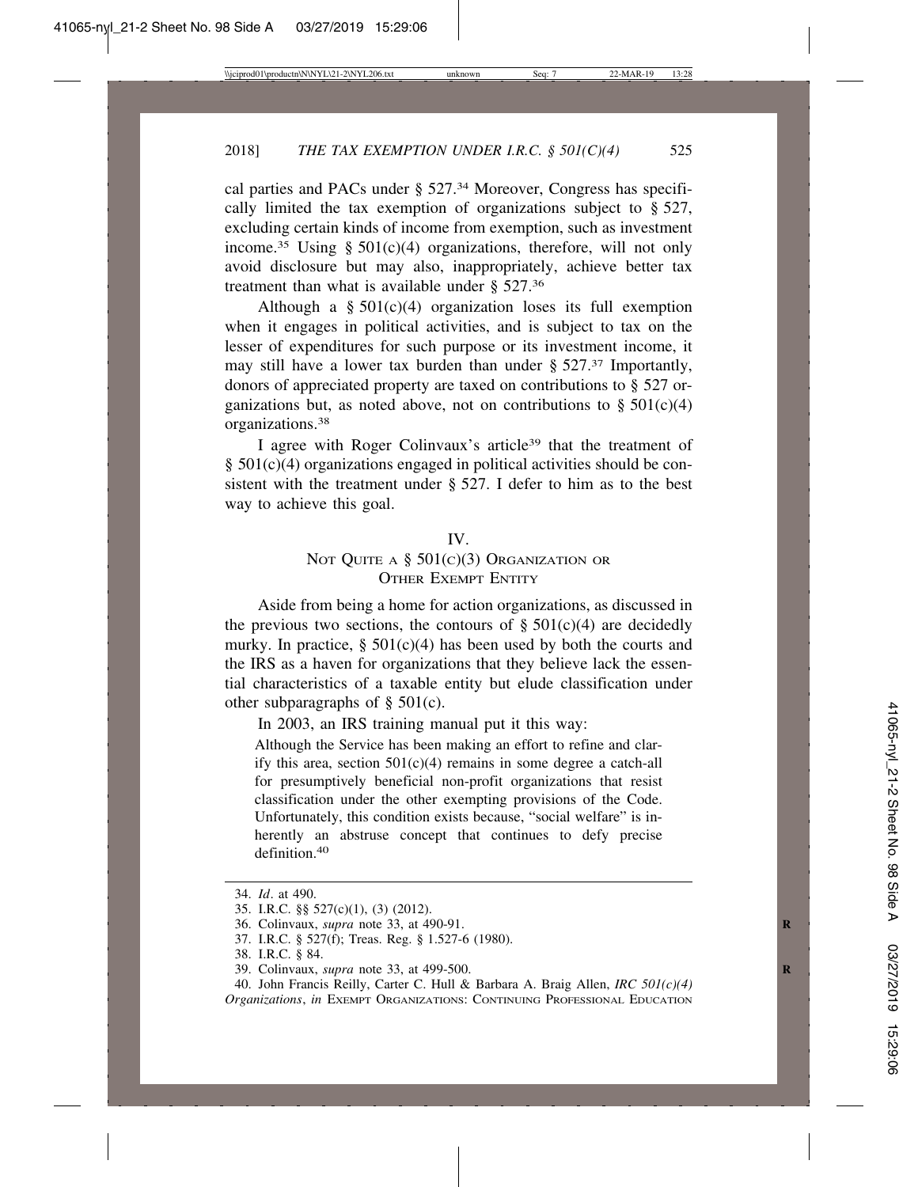cal parties and PACs under § 527.[34] Moreover, Congress has specifically limited the tax exemption of organizations subject to § 527, excluding certain kinds of income from exemption, such as investment income.[35] Using § 501(c)(4) organizations, therefore, will not only avoid disclosure but may also, inappropriately, achieve better tax treatment than what is available under § 527.[36]

Although a § 501(c)(4) organization loses its full exemption when it engages in political activities, and is subject to tax on the lesser of expenditures for such purpose or its investment income, it may still have a lower tax burden than under § 527.[37] Importantly, donors of appreciated property are taxed on contributions to § 527 organizations but, as noted above, not on contributions to § 501(c)(4) organizations.[38]

I agree with Roger Colinvaux's article[39] that the treatment of § 501(c)(4) organizations engaged in political activities should be consistent with the treatment under § 527. I defer to him as to the best way to achieve this goal.

## IV. NOT QUITE A § 501(C)(3) ORGANIZATION OR OTHER EXEMPT ENTITY

Aside from being a home for action organizations, as discussed in the previous two sections, the contours of § 501(c)(4) are decidedly murky. In practice, § 501(c)(4) has been used by both the courts and the IRS as a haven for organizations that they believe lack the essential characteristics of a taxable entity but elude classification under other subparagraphs of § 501(c).

In 2003, an IRS training manual put it this way:

> Although the Service has been making an effort to refine and clarify this area, section 501(c)(4) remains in some degree a catch-all for presumptively beneficial non-profit organizations that resist classification under the other exempting provisions of the Code. Unfortunately, this condition exists because, "social welfare" is inherently an abstruse concept that continues to defy precise definition.[40]

---

34. *Id*. at 490.
35. I.R.C. §§ 527(c)(1), (3) (2012).
36. Colinvaux, *supra* note 33, at 490-91.
37. I.R.C. § 527(f); Treas. Reg. § 1.527-6 (1980).
38. I.R.C. § 84.
39. Colinvaux, *supra* note 33, at 499-500.
40. John Francis Reilly, Carter C. Hull & Barbara A. Braig Allen, *IRC 501(c)(4) Organizations*, *in* EXEMPT ORGANIZATIONS: CONTINUING PROFESSIONAL EDUCATION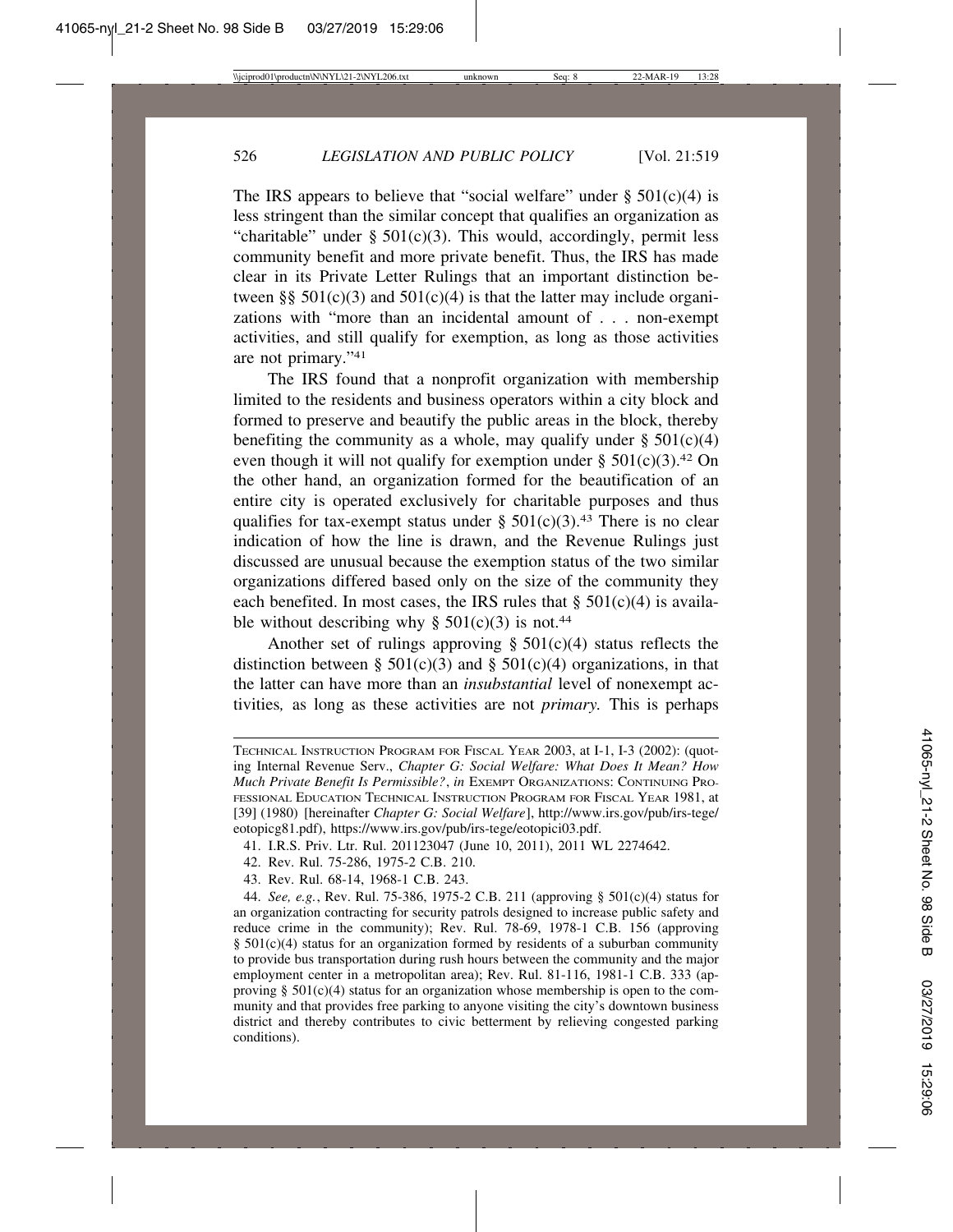The IRS appears to believe that "social welfare" under § 501(c)(4) is less stringent than the similar concept that qualifies an organization as "charitable" under § 501(c)(3). This would, accordingly, permit less community benefit and more private benefit. Thus, the IRS has made clear in its Private Letter Rulings that an important distinction between §§ 501(c)(3) and 501(c)(4) is that the latter may include organizations with "more than an incidental amount of . . . non-exempt activities, and still qualify for exemption, as long as those activities are not primary."[41]

The IRS found that a nonprofit organization with membership limited to the residents and business operators within a city block and formed to preserve and beautify the public areas in the block, thereby benefiting the community as a whole, may qualify under § 501(c)(4) even though it will not qualify for exemption under § 501(c)(3).[42] On the other hand, an organization formed for the beautification of an entire city is operated exclusively for charitable purposes and thus qualifies for tax-exempt status under § 501(c)(3).[43] There is no clear indication of how the line is drawn, and the Revenue Rulings just discussed are unusual because the exemption status of the two similar organizations differed based only on the size of the community they each benefited. In most cases, the IRS rules that § 501(c)(4) is available without describing why § 501(c)(3) is not.[44]

Another set of rulings approving § 501(c)(4) status reflects the distinction between § 501(c)(3) and § 501(c)(4) organizations, in that the latter can have more than an *insubstantial* level of nonexempt activities*,* as long as these activities are not *primary.* This is perhaps

---

TECHNICAL INSTRUCTION PROGRAM FOR FISCAL YEAR 2003, at I-1, I-3 (2002): (quoting Internal Revenue Serv., *Chapter G: Social Welfare: What Does It Mean? How Much Private Benefit Is Permissible?*, *in* EXEMPT ORGANIZATIONS: CONTINUING PROFESSIONAL EDUCATION TECHNICAL INSTRUCTION PROGRAM FOR FISCAL YEAR 1981, at [39] (1980) [hereinafter *Chapter G: Social Welfare*], http://www.irs.gov/pub/irs-tege/eotopicg81.pdf), https://www.irs.gov/pub/irs-tege/eotopici03.pdf.

41. I.R.S. Priv. Ltr. Rul. 201123047 (June 10, 2011), 2011 WL 2274642.

42. Rev. Rul. 75-286, 1975-2 C.B. 210.

43. Rev. Rul. 68-14, 1968-1 C.B. 243.

44. *See, e.g.*, Rev. Rul. 75-386, 1975-2 C.B. 211 (approving § 501(c)(4) status for an organization contracting for security patrols designed to increase public safety and reduce crime in the community); Rev. Rul. 78-69, 1978-1 C.B. 156 (approving § 501(c)(4) status for an organization formed by residents of a suburban community to provide bus transportation during rush hours between the community and the major employment center in a metropolitan area); Rev. Rul. 81-116, 1981-1 C.B. 333 (approving § 501(c)(4) status for an organization whose membership is open to the community and that provides free parking to anyone visiting the city's downtown business district and thereby contributes to civic betterment by relieving congested parking conditions).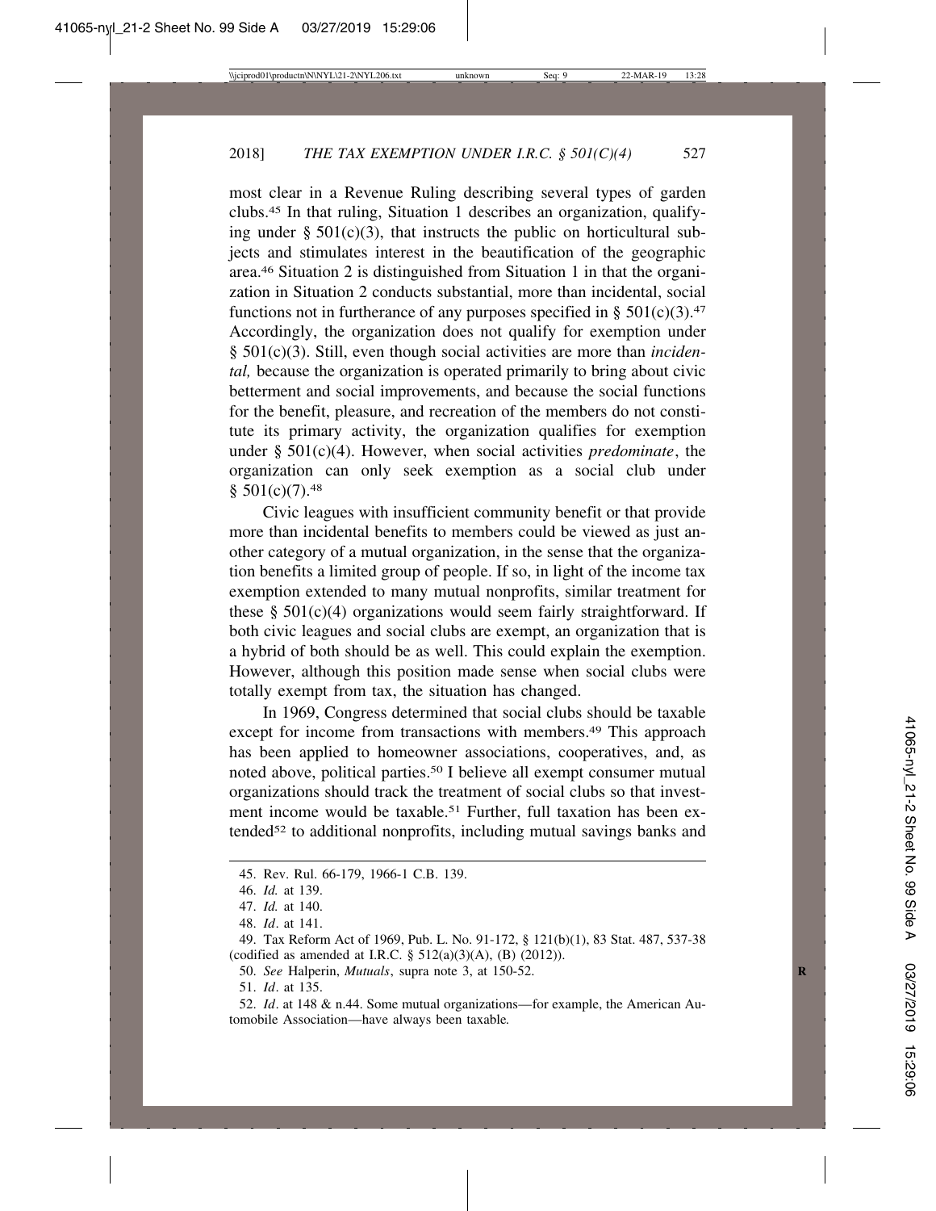most clear in a Revenue Ruling describing several types of garden clubs.[45] In that ruling, Situation 1 describes an organization, qualifying under § 501(c)(3), that instructs the public on horticultural subjects and stimulates interest in the beautification of the geographic area.[46] Situation 2 is distinguished from Situation 1 in that the organization in Situation 2 conducts substantial, more than incidental, social functions not in furtherance of any purposes specified in § 501(c)(3).[47] Accordingly, the organization does not qualify for exemption under § 501(c)(3). Still, even though social activities are more than *incidental,* because the organization is operated primarily to bring about civic betterment and social improvements, and because the social functions for the benefit, pleasure, and recreation of the members do not constitute its primary activity, the organization qualifies for exemption under § 501(c)(4). However, when social activities *predominate*, the organization can only seek exemption as a social club under § 501(c)(7).[48]

Civic leagues with insufficient community benefit or that provide more than incidental benefits to members could be viewed as just another category of a mutual organization, in the sense that the organization benefits a limited group of people. If so, in light of the income tax exemption extended to many mutual nonprofits, similar treatment for these § 501(c)(4) organizations would seem fairly straightforward. If both civic leagues and social clubs are exempt, an organization that is a hybrid of both should be as well. This could explain the exemption. However, although this position made sense when social clubs were totally exempt from tax, the situation has changed.

In 1969, Congress determined that social clubs should be taxable except for income from transactions with members.[49] This approach has been applied to homeowner associations, cooperatives, and, as noted above, political parties.[50] I believe all exempt consumer mutual organizations should track the treatment of social clubs so that investment income would be taxable.[51] Further, full taxation has been extended[52] to additional nonprofits, including mutual savings banks and

---

45. Rev. Rul. 66-179, 1966-1 C.B. 139.

46. *Id.* at 139.

47. *Id.* at 140.

48. *Id*. at 141.

49. Tax Reform Act of 1969, Pub. L. No. 91-172, § 121(b)(1), 83 Stat. 487, 537-38 (codified as amended at I.R.C. § 512(a)(3)(A), (B) (2012)).

50. *See* Halperin, *Mutuals*, supra note 3, at 150-52.

51. *Id*. at 135.

52. *Id*. at 148 & n.44. Some mutual organizations—for example, the American Automobile Association—have always been taxable.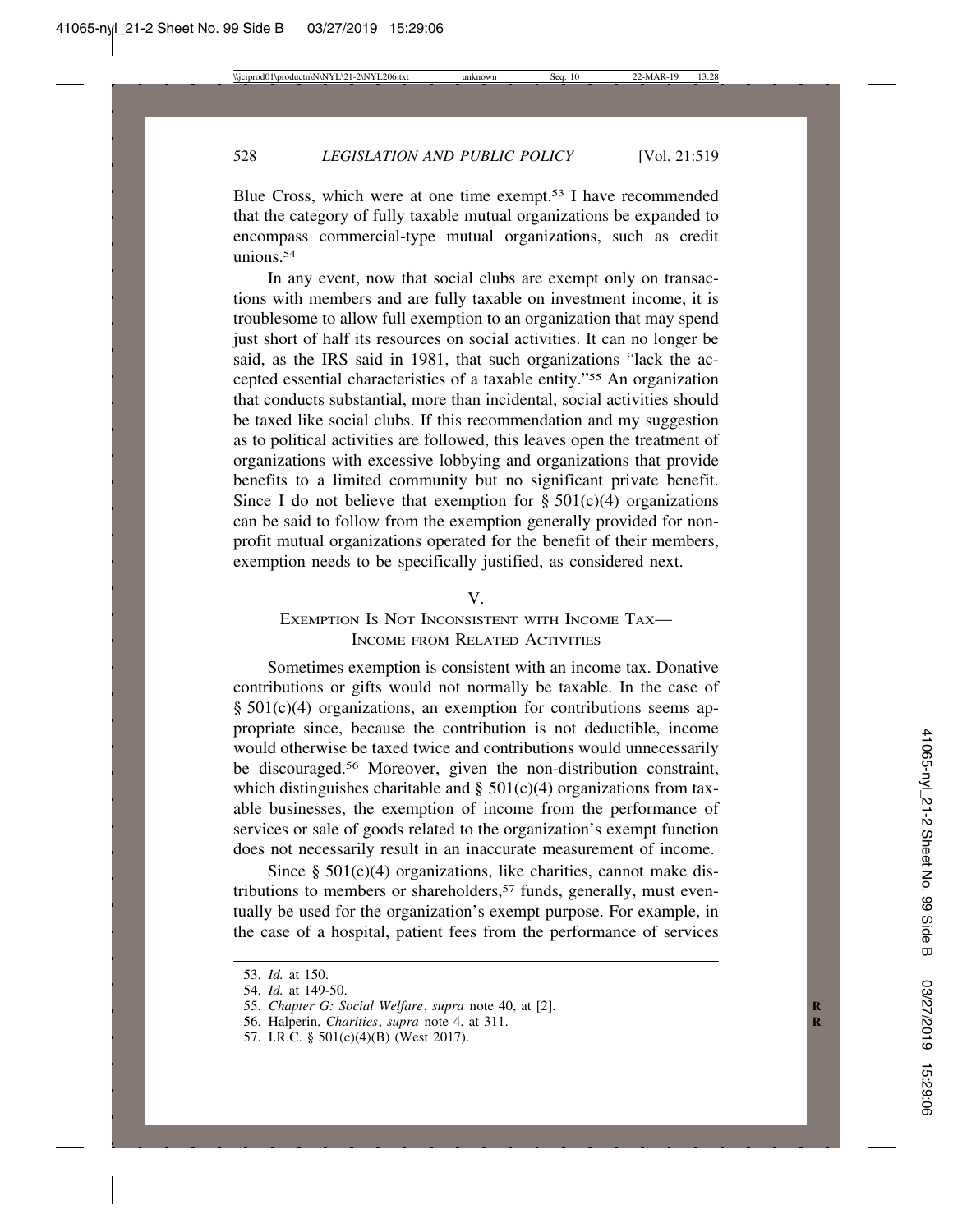Blue Cross, which were at one time exempt.[53] I have recommended that the category of fully taxable mutual organizations be expanded to encompass commercial-type mutual organizations, such as credit unions.[54]

In any event, now that social clubs are exempt only on transactions with members and are fully taxable on investment income, it is troublesome to allow full exemption to an organization that may spend just short of half its resources on social activities. It can no longer be said, as the IRS said in 1981, that such organizations "lack the accepted essential characteristics of a taxable entity."[55] An organization that conducts substantial, more than incidental, social activities should be taxed like social clubs. If this recommendation and my suggestion as to political activities are followed, this leaves open the treatment of organizations with excessive lobbying and organizations that provide benefits to a limited community but no significant private benefit. Since I do not believe that exemption for § 501(c)(4) organizations can be said to follow from the exemption generally provided for nonprofit mutual organizations operated for the benefit of their members, exemption needs to be specifically justified, as considered next.

## V.
## Exemption Is Not Inconsistent with Income Tax—Income from Related Activities

Sometimes exemption is consistent with an income tax. Donative contributions or gifts would not normally be taxable. In the case of § 501(c)(4) organizations, an exemption for contributions seems appropriate since, because the contribution is not deductible, income would otherwise be taxed twice and contributions would unnecessarily be discouraged.[56] Moreover, given the non-distribution constraint, which distinguishes charitable and § 501(c)(4) organizations from taxable businesses, the exemption of income from the performance of services or sale of goods related to the organization's exempt function does not necessarily result in an inaccurate measurement of income.

Since § 501(c)(4) organizations, like charities, cannot make distributions to members or shareholders,[57] funds, generally, must eventually be used for the organization's exempt purpose. For example, in the case of a hospital, patient fees from the performance of services

---

53. *Id.* at 150.
54. *Id.* at 149-50.
55. *Chapter G: Social Welfare*, *supra* note 40, at [2].
56. Halperin, *Charities*, *supra* note 4, at 311.
57. I.R.C. § 501(c)(4)(B) (West 2017).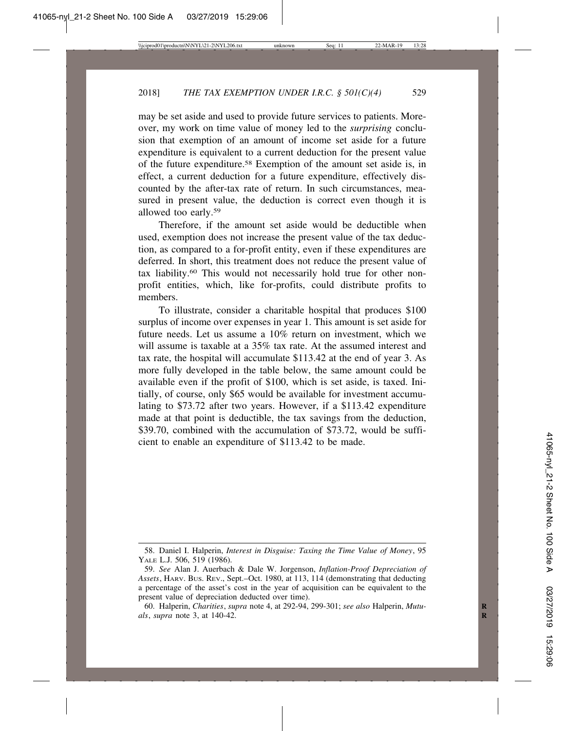may be set aside and used to provide future services to patients. Moreover, my work on time value of money led to the *surprising* conclusion that exemption of an amount of income set aside for a future expenditure is equivalent to a current deduction for the present value of the future expenditure.[58] Exemption of the amount set aside is, in effect, a current deduction for a future expenditure, effectively discounted by the after-tax rate of return. In such circumstances, measured in present value, the deduction is correct even though it is allowed too early.[59]

Therefore, if the amount set aside would be deductible when used, exemption does not increase the present value of the tax deduction, as compared to a for-profit entity, even if these expenditures are deferred. In short, this treatment does not reduce the present value of tax liability.[60] This would not necessarily hold true for other nonprofit entities, which, like for-profits, could distribute profits to members.

To illustrate, consider a charitable hospital that produces $100 surplus of income over expenses in year 1. This amount is set aside for future needs. Let us assume a 10% return on investment, which we will assume is taxable at a 35% tax rate. At the assumed interest and tax rate, the hospital will accumulate $113.42 at the end of year 3. As more fully developed in the table below, the same amount could be available even if the profit of $100, which is set aside, is taxed. Initially, of course, only $65 would be available for investment accumulating to $73.72 after two years. However, if a $113.42 expenditure made at that point is deductible, the tax savings from the deduction, $39.70, combined with the accumulation of $73.72, would be sufficient to enable an expenditure of $113.42 to be made.

---

58. Daniel I. Halperin, *Interest in Disguise: Taxing the Time Value of Money*, 95 YALE L.J. 506, 519 (1986).

59. *See* Alan J. Auerbach & Dale W. Jorgenson, *Inflation-Proof Depreciation of Assets*, HARV. BUS. REV., Sept.–Oct. 1980, at 113, 114 (demonstrating that deducting a percentage of the asset's cost in the year of acquisition can be equivalent to the present value of depreciation deducted over time).

60. Halperin, *Charities*, *supra* note 4, at 292-94, 299-301; *see also* Halperin, *Mutuals*, *supra* note 3, at 140-42.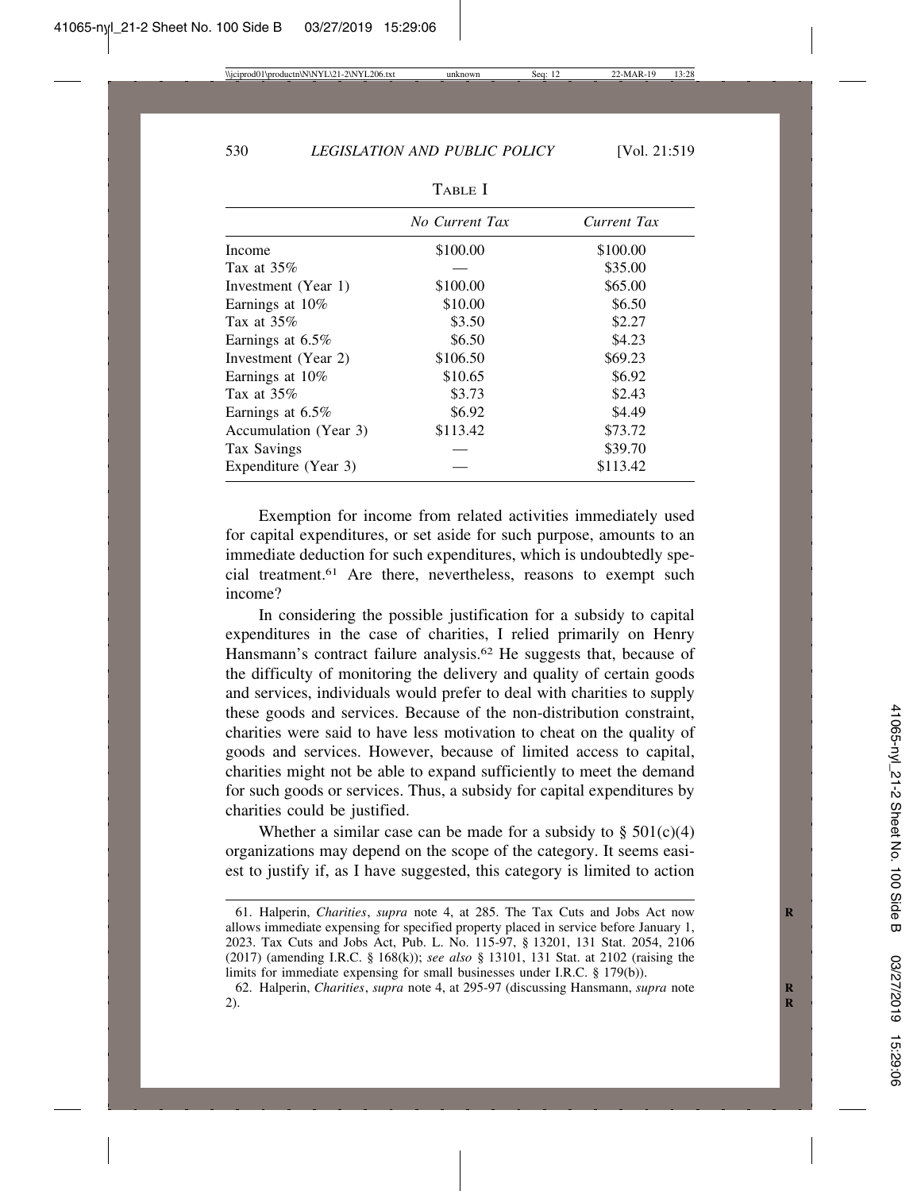TABLE I

| | *No Current Tax* | *Current Tax* |
|---|---|---|
| Income | \$100.00 | \$100.00 |
| Tax at 35% | — | \$35.00 |
| Investment (Year 1) | \$100.00 | \$65.00 |
| Earnings at 10% | \$10.00 | \$6.50 |
| Tax at 35% | \$3.50 | \$2.27 |
| Earnings at 6.5% | \$6.50 | \$4.23 |
| Investment (Year 2) | \$106.50 | \$69.23 |
| Earnings at 10% | \$10.65 | \$6.92 |
| Tax at 35% | \$3.73 | \$2.43 |
| Earnings at 6.5% | \$6.92 | \$4.49 |
| Accumulation (Year 3) | \$113.42 | \$73.72 |
| Tax Savings | — | \$39.70 |
| Expenditure (Year 3) | — | \$113.42 |

Exemption for income from related activities immediately used for capital expenditures, or set aside for such purpose, amounts to an immediate deduction for such expenditures, which is undoubtedly special treatment.[61] Are there, nevertheless, reasons to exempt such income?

In considering the possible justification for a subsidy to capital expenditures in the case of charities, I relied primarily on Henry Hansmann's contract failure analysis.[62] He suggests that, because of the difficulty of monitoring the delivery and quality of certain goods and services, individuals would prefer to deal with charities to supply these goods and services. Because of the non-distribution constraint, charities were said to have less motivation to cheat on the quality of goods and services. However, because of limited access to capital, charities might not be able to expand sufficiently to meet the demand for such goods or services. Thus, a subsidy for capital expenditures by charities could be justified.

Whether a similar case can be made for a subsidy to § 501(c)(4) organizations may depend on the scope of the category. It seems easiest to justify if, as I have suggested, this category is limited to action

---

61. Halperin, *Charities*, *supra* note 4, at 285. The Tax Cuts and Jobs Act now allows immediate expensing for specified property placed in service before January 1, 2023. Tax Cuts and Jobs Act, Pub. L. No. 115-97, § 13201, 131 Stat. 2054, 2106 (2017) (amending I.R.C. § 168(k)); *see also* § 13101, 131 Stat. at 2102 (raising the limits for immediate expensing for small businesses under I.R.C. § 179(b)).

62. Halperin, *Charities*, *supra* note 4, at 295-97 (discussing Hansmann, *supra* note 2).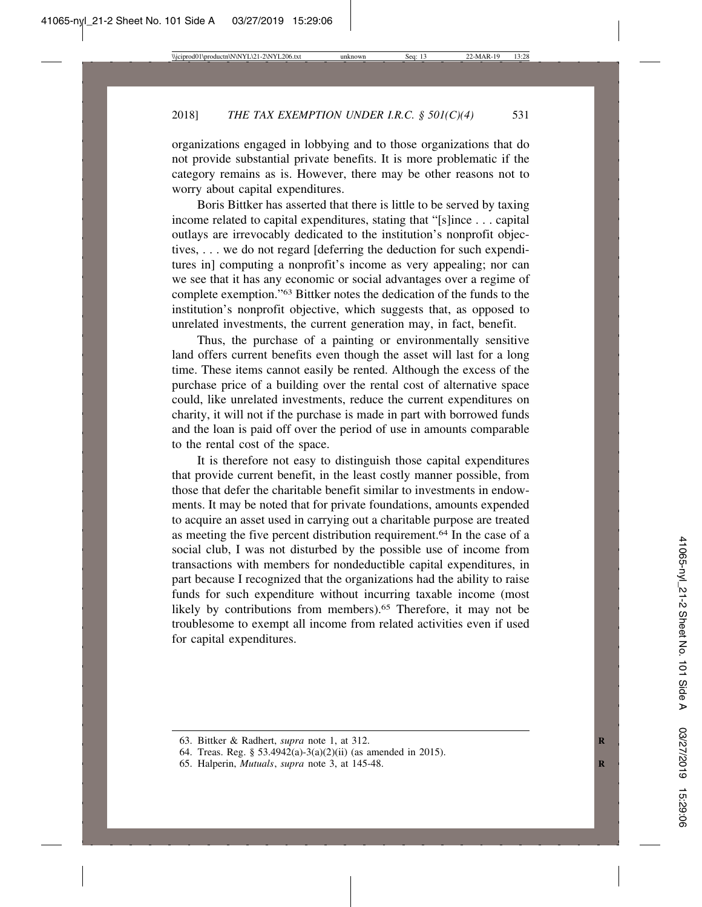organizations engaged in lobbying and to those organizations that do not provide substantial private benefits. It is more problematic if the category remains as is. However, there may be other reasons not to worry about capital expenditures.

Boris Bittker has asserted that there is little to be served by taxing income related to capital expenditures, stating that "[s]ince . . . capital outlays are irrevocably dedicated to the institution's nonprofit objectives, . . . we do not regard [deferring the deduction for such expenditures in] computing a nonprofit's income as very appealing; nor can we see that it has any economic or social advantages over a regime of complete exemption."[63] Bittker notes the dedication of the funds to the institution's nonprofit objective, which suggests that, as opposed to unrelated investments, the current generation may, in fact, benefit.

Thus, the purchase of a painting or environmentally sensitive land offers current benefits even though the asset will last for a long time. These items cannot easily be rented. Although the excess of the purchase price of a building over the rental cost of alternative space could, like unrelated investments, reduce the current expenditures on charity, it will not if the purchase is made in part with borrowed funds and the loan is paid off over the period of use in amounts comparable to the rental cost of the space.

It is therefore not easy to distinguish those capital expenditures that provide current benefit, in the least costly manner possible, from those that defer the charitable benefit similar to investments in endowments. It may be noted that for private foundations, amounts expended to acquire an asset used in carrying out a charitable purpose are treated as meeting the five percent distribution requirement.[64] In the case of a social club, I was not disturbed by the possible use of income from transactions with members for nondeductible capital expenditures, in part because I recognized that the organizations had the ability to raise funds for such expenditure without incurring taxable income (most likely by contributions from members).[65] Therefore, it may not be troublesome to exempt all income from related activities even if used for capital expenditures.

---

63. Bittker & Radhert, *supra* note 1, at 312.

64. Treas. Reg. § 53.4942(a)-3(a)(2)(ii) (as amended in 2015).

65. Halperin, *Mutuals*, *supra* note 3, at 145-48.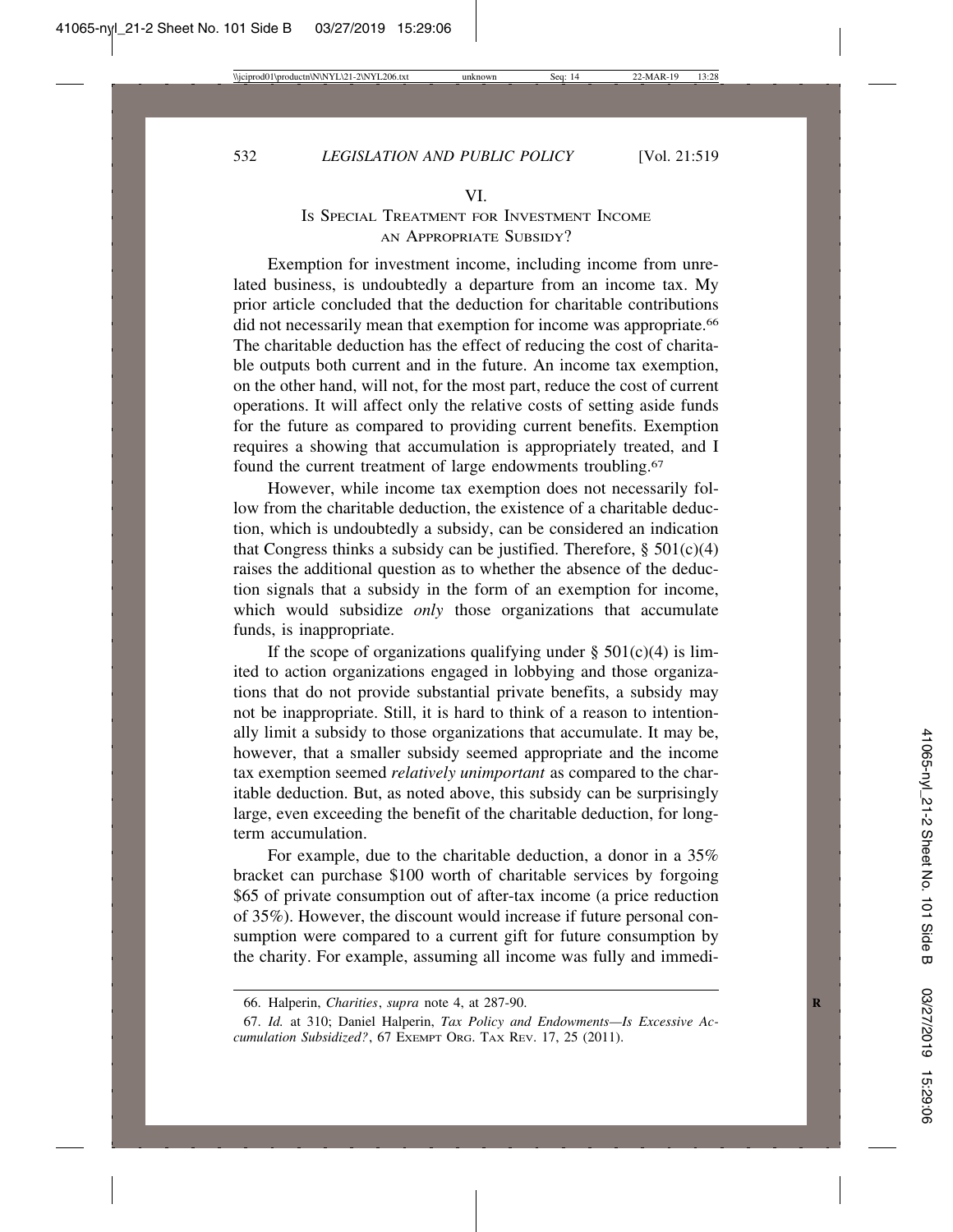## VI. Is Special Treatment for Investment Income an Appropriate Subsidy?

Exemption for investment income, including income from unrelated business, is undoubtedly a departure from an income tax. My prior article concluded that the deduction for charitable contributions did not necessarily mean that exemption for income was appropriate.[66] The charitable deduction has the effect of reducing the cost of charitable outputs both current and in the future. An income tax exemption, on the other hand, will not, for the most part, reduce the cost of current operations. It will affect only the relative costs of setting aside funds for the future as compared to providing current benefits. Exemption requires a showing that accumulation is appropriately treated, and I found the current treatment of large endowments troubling.[67]

However, while income tax exemption does not necessarily follow from the charitable deduction, the existence of a charitable deduction, which is undoubtedly a subsidy, can be considered an indication that Congress thinks a subsidy can be justified. Therefore, § 501(c)(4) raises the additional question as to whether the absence of the deduction signals that a subsidy in the form of an exemption for income, which would subsidize *only* those organizations that accumulate funds, is inappropriate.

If the scope of organizations qualifying under § 501(c)(4) is limited to action organizations engaged in lobbying and those organizations that do not provide substantial private benefits, a subsidy may not be inappropriate. Still, it is hard to think of a reason to intentionally limit a subsidy to those organizations that accumulate. It may be, however, that a smaller subsidy seemed appropriate and the income tax exemption seemed *relatively unimportant* as compared to the charitable deduction. But, as noted above, this subsidy can be surprisingly large, even exceeding the benefit of the charitable deduction, for long-term accumulation.

For example, due to the charitable deduction, a donor in a 35% bracket can purchase $100 worth of charitable services by forgoing $65 of private consumption out of after-tax income (a price reduction of 35%). However, the discount would increase if future personal consumption were compared to a current gift for future consumption by the charity. For example, assuming all income was fully and immedi-

---

66. Halperin, *Charities*, *supra* note 4, at 287-90.

67. *Id.* at 310; Daniel Halperin, *Tax Policy and Endowments—Is Excessive Accumulation Subsidized?*, 67 Exempt Org. Tax Rev. 17, 25 (2011).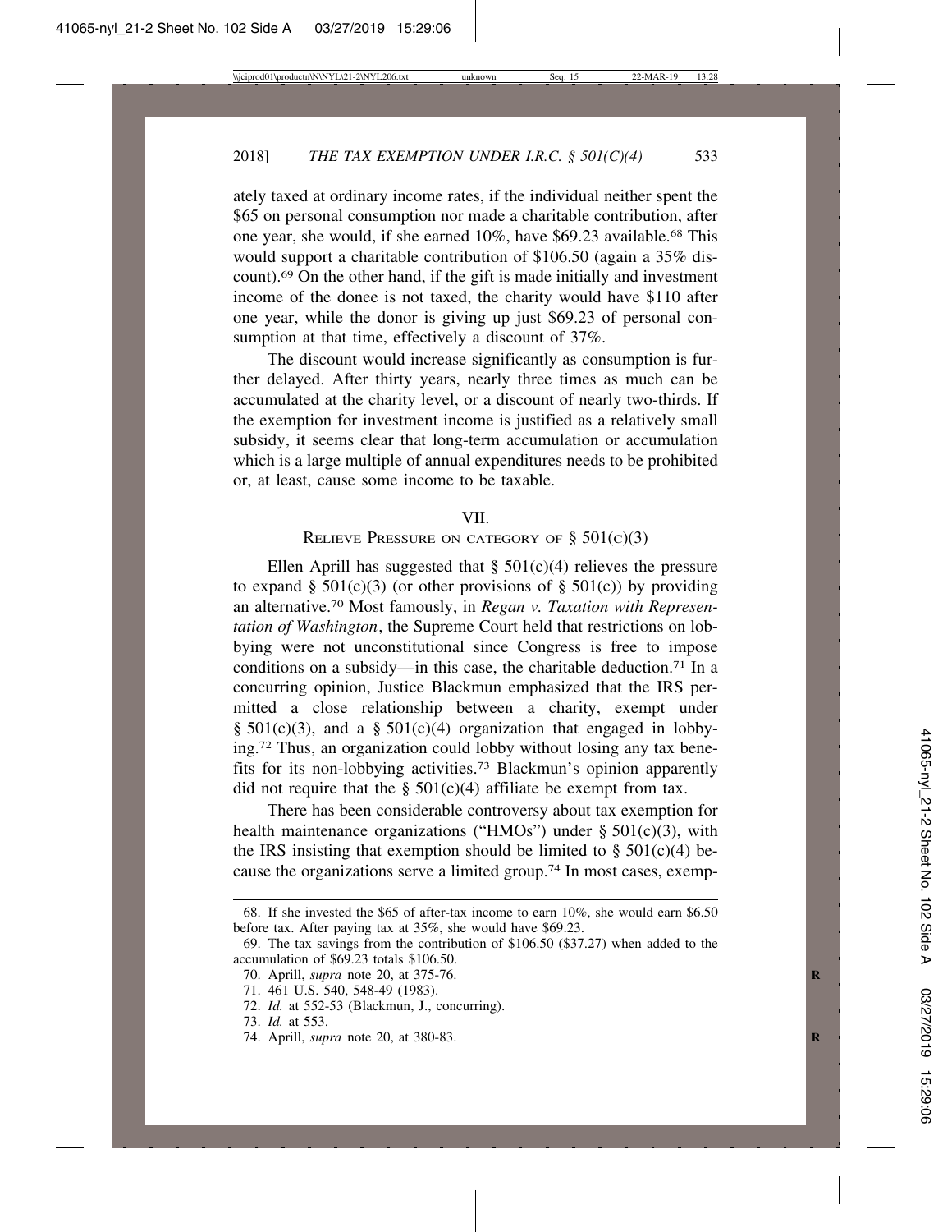ately taxed at ordinary income rates, if the individual neither spent the $65 on personal consumption nor made a charitable contribution, after one year, she would, if she earned 10%, have $69.23 available.[68] This would support a charitable contribution of $106.50 (again a 35% discount).[69] On the other hand, if the gift is made initially and investment income of the donee is not taxed, the charity would have $110 after one year, while the donor is giving up just $69.23 of personal consumption at that time, effectively a discount of 37%.

The discount would increase significantly as consumption is further delayed. After thirty years, nearly three times as much can be accumulated at the charity level, or a discount of nearly two-thirds. If the exemption for investment income is justified as a relatively small subsidy, it seems clear that long-term accumulation or accumulation which is a large multiple of annual expenditures needs to be prohibited or, at least, cause some income to be taxable.

## VII.
## Relieve Pressure on Category of § 501(c)(3)

Ellen Aprill has suggested that § 501(c)(4) relieves the pressure to expand § 501(c)(3) (or other provisions of § 501(c)) by providing an alternative.[70] Most famously, in *Regan v. Taxation with Representation of Washington*, the Supreme Court held that restrictions on lobbying were not unconstitutional since Congress is free to impose conditions on a subsidy—in this case, the charitable deduction.[71] In a concurring opinion, Justice Blackmun emphasized that the IRS permitted a close relationship between a charity, exempt under § 501(c)(3), and a § 501(c)(4) organization that engaged in lobbying.[72] Thus, an organization could lobby without losing any tax benefits for its non-lobbying activities.[73] Blackmun's opinion apparently did not require that the § 501(c)(4) affiliate be exempt from tax.

There has been considerable controversy about tax exemption for health maintenance organizations ("HMOs") under § 501(c)(3), with the IRS insisting that exemption should be limited to § 501(c)(4) because the organizations serve a limited group.[74] In most cases, exemp-

---

68. If she invested the $65 of after-tax income to earn 10%, she would earn $6.50 before tax. After paying tax at 35%, she would have $69.23.

69. The tax savings from the contribution of $106.50 ($37.27) when added to the accumulation of $69.23 totals $106.50.

70. Aprill, *supra* note 20, at 375-76.

71. 461 U.S. 540, 548-49 (1983).

72. *Id.* at 552-53 (Blackmun, J., concurring).

73. *Id.* at 553.

74. Aprill, *supra* note 20, at 380-83.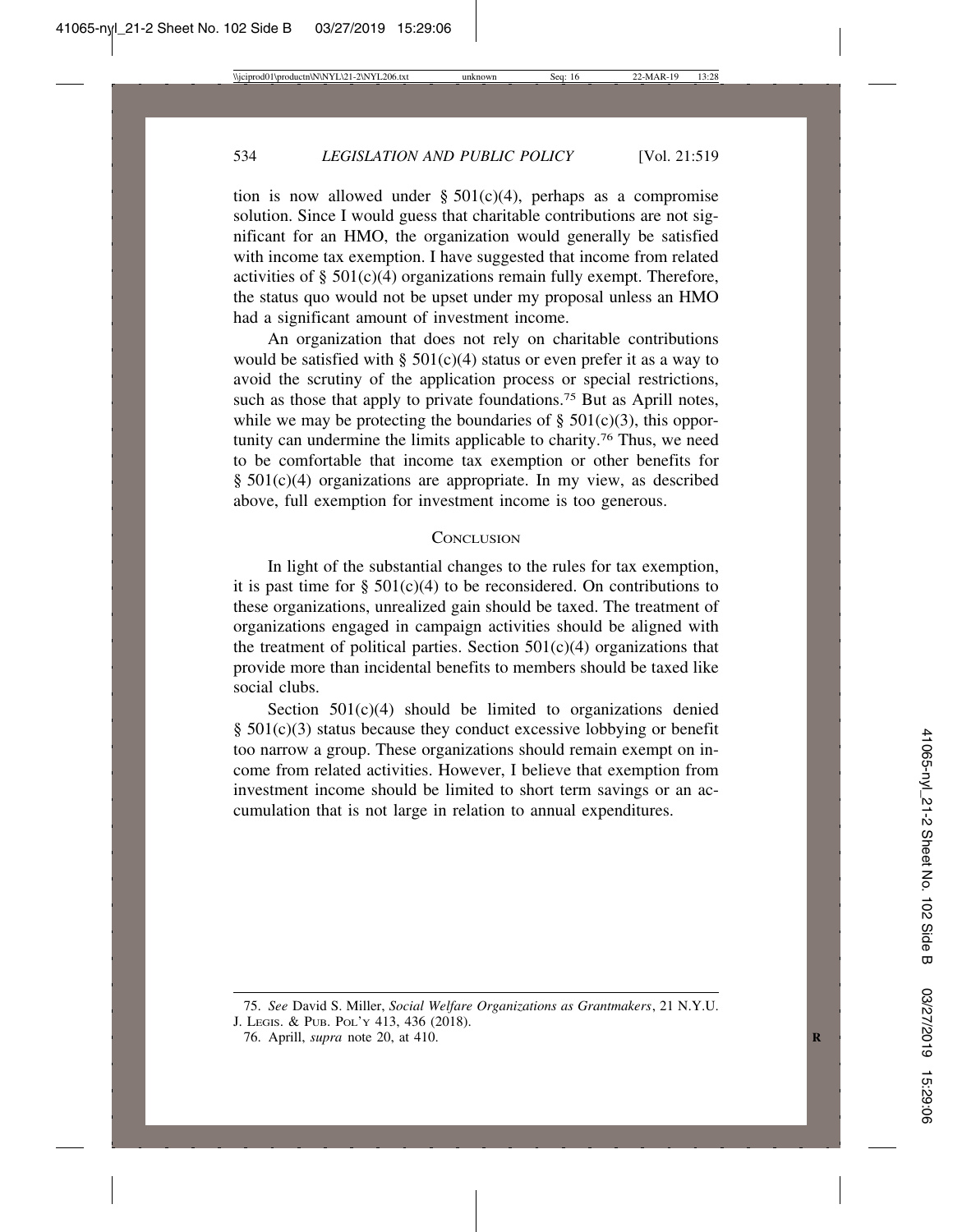tion is now allowed under § 501(c)(4), perhaps as a compromise solution. Since I would guess that charitable contributions are not significant for an HMO, the organization would generally be satisfied with income tax exemption. I have suggested that income from related activities of § 501(c)(4) organizations remain fully exempt. Therefore, the status quo would not be upset under my proposal unless an HMO had a significant amount of investment income.

An organization that does not rely on charitable contributions would be satisfied with § 501(c)(4) status or even prefer it as a way to avoid the scrutiny of the application process or special restrictions, such as those that apply to private foundations.[75] But as Aprill notes, while we may be protecting the boundaries of § 501(c)(3), this opportunity can undermine the limits applicable to charity.[76] Thus, we need to be comfortable that income tax exemption or other benefits for § 501(c)(4) organizations are appropriate. In my view, as described above, full exemption for investment income is too generous.

## Conclusion

In light of the substantial changes to the rules for tax exemption, it is past time for § 501(c)(4) to be reconsidered. On contributions to these organizations, unrealized gain should be taxed. The treatment of organizations engaged in campaign activities should be aligned with the treatment of political parties. Section 501(c)(4) organizations that provide more than incidental benefits to members should be taxed like social clubs.

Section 501(c)(4) should be limited to organizations denied § 501(c)(3) status because they conduct excessive lobbying or benefit too narrow a group. These organizations should remain exempt on income from related activities. However, I believe that exemption from investment income should be limited to short term savings or an accumulation that is not large in relation to annual expenditures.

---

75. *See* David S. Miller, *Social Welfare Organizations as Grantmakers*, 21 N.Y.U. J. Legis. & Pub. Pol'y 413, 436 (2018).

76. Aprill, *supra* note 20, at 410.